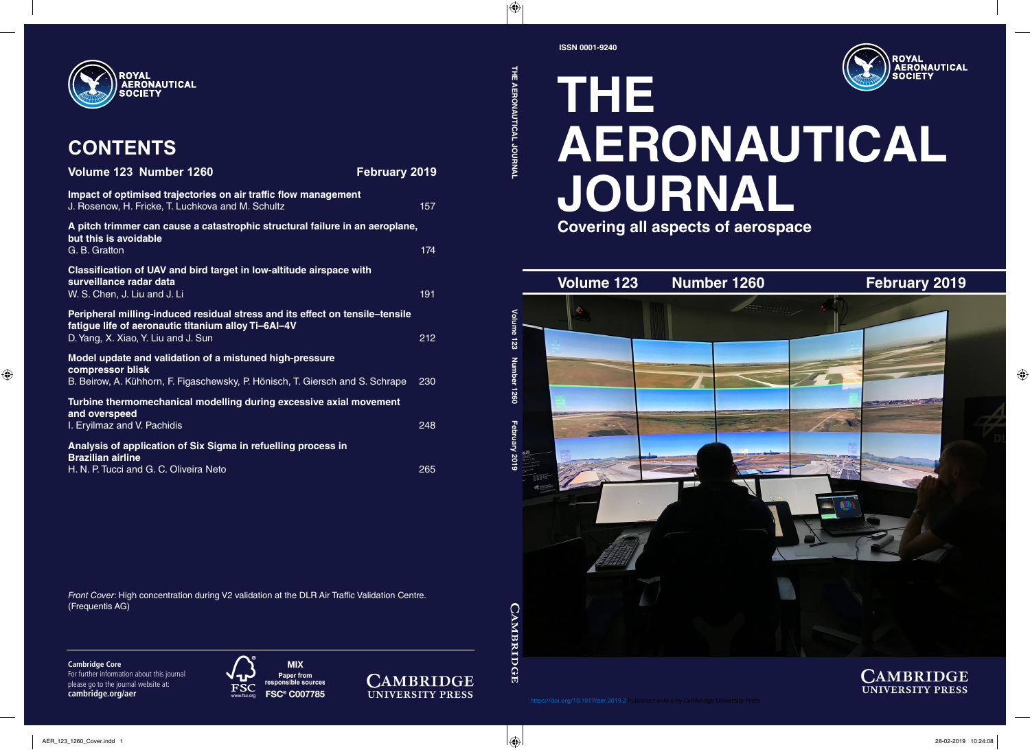# THE AERONAUTICAL JOURNAL

**Covering all aspects of aerospace**

ISSN 0001-9240

ROYAL AERONAUTICAL SOCIETY

**Volume 123 Number 1260 February 2019**

## CONTENTS

**Volume 123 Number 1260 February 2019**

**Impact of optimised trajectories on air traffic flow management**
J. Rosenow, H. Fricke, T. Luchkova and M. Schultz — 157

**A pitch trimmer can cause a catastrophic structural failure in an aeroplane, but this is avoidable**
G. B. Gratton — 174

**Classification of UAV and bird target in low-altitude airspace with surveillance radar data**
W. S. Chen, J. Liu and J. Li — 191

**Peripheral milling-induced residual stress and its effect on tensile–tensile fatigue life of aeronautic titanium alloy Ti–6Al–4V**
D. Yang, X. Xiao, Y. Liu and J. Sun — 212

**Model update and validation of a mistuned high-pressure compressor blisk**
B. Beirow, A. Kühhorn, F. Figaschewsky, P. Hönisch, T. Giersch and S. Schrape — 230

**Turbine thermomechanical modelling during excessive axial movement and overspeed**
I. Eryilmaz and V. Pachidis — 248

**Analysis of application of Six Sigma in refuelling process in Brazilian airline**
H. N. P. Tucci and G. C. Oliveira Neto — 265

*Front Cover*: High concentration during V2 validation at the DLR Air Traffic Validation Centre. (Frequentis AG)

**Cambridge Core**
For further information about this journal please go to the journal website at:
**cambridge.org/aer**

MIX — Paper from responsible sources — FSC® C007785

CAMBRIDGE UNIVERSITY PRESS

https://doi.org/10.1017/aer.2019.2 Published online by Cambridge University Press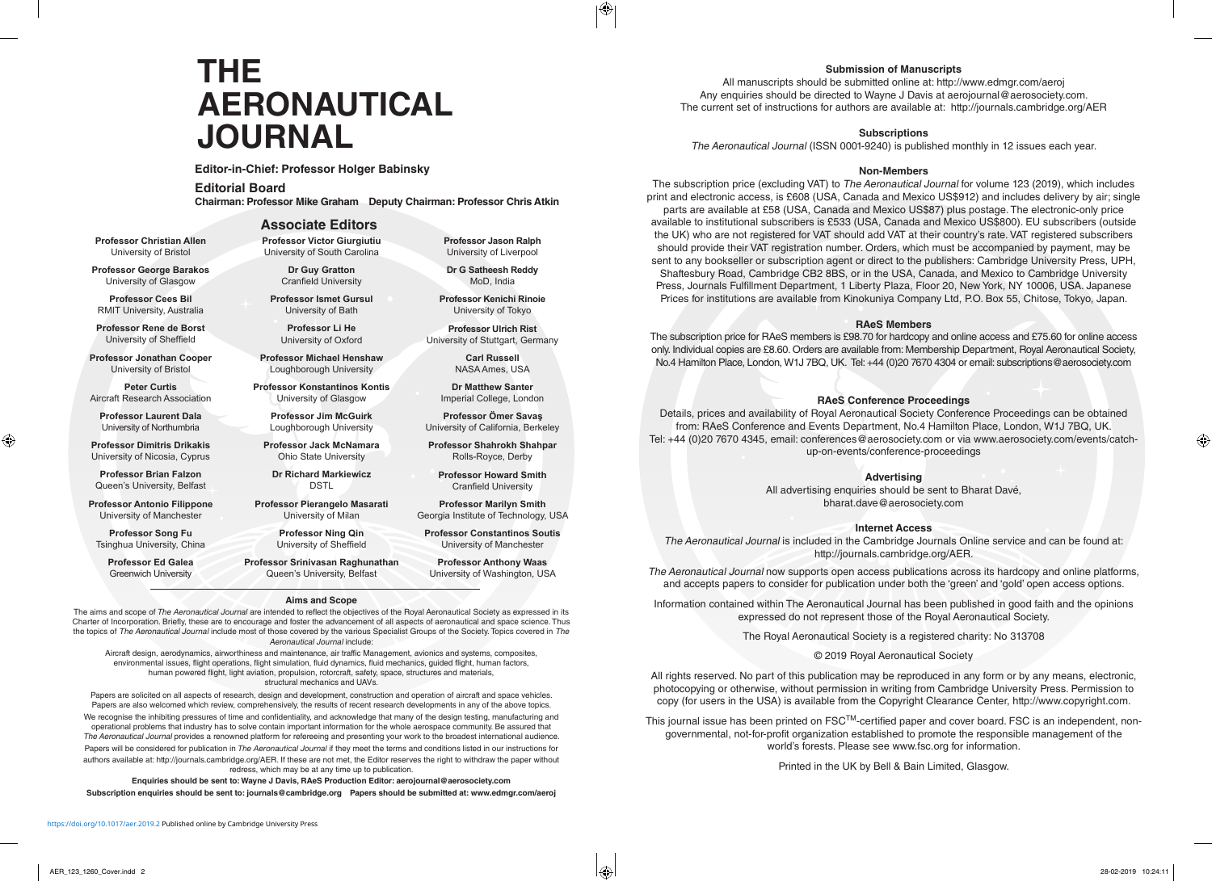# THE AERONAUTICAL JOURNAL

**Editor-in-Chief: Professor Holger Babinsky**

## Editorial Board

**Chairman: Professor Mike Graham    Deputy Chairman: Professor Chris Atkin**

### Associate Editors

**Professor Christian Allen**
University of Bristol

**Professor George Barakos**
University of Glasgow

**Professor Cees Bil**
RMIT University, Australia

**Professor Rene de Borst**
University of Sheffield

**Professor Jonathan Cooper**
University of Bristol

**Peter Curtis**
Aircraft Research Association

**Professor Laurent Dala**
University of Northumbria

**Professor Dimitris Drikakis**
University of Nicosia, Cyprus

**Professor Brian Falzon**
Queen's University, Belfast

**Professor Antonio Filippone**
University of Manchester

**Professor Song Fu**
Tsinghua University, China

**Professor Ed Galea**
Greenwich University

**Professor Victor Giurgiutiu**
University of South Carolina

**Dr Guy Gratton**
Cranfield University

**Professor Ismet Gursul**
University of Bath

**Professor Li He**
University of Oxford

**Professor Michael Henshaw**
Loughborough University

**Professor Konstantinos Kontis**
University of Glasgow

**Professor Jim McGuirk**
Loughborough University

**Professor Jack McNamara**
Ohio State University

**Dr Richard Markiewicz**
DSTL

**Professor Pierangelo Masarati**
University of Milan

**Professor Ning Qin**
University of Sheffield

**Professor Srinivasan Raghunathan**
Queen's University, Belfast

**Professor Jason Ralph**
University of Liverpool

**Dr G Satheesh Reddy**
MoD, India

**Professor Kenichi Rinoie**
University of Tokyo

**Professor Ulrich Rist**
University of Stuttgart, Germany

**Carl Russell**
NASA Ames, USA

**Dr Matthew Santer**
Imperial College, London

**Professor Ömer Savaş**
University of California, Berkeley

**Professor Shahrokh Shahpar**
Rolls-Royce, Derby

**Professor Howard Smith**
Cranfield University

**Professor Marilyn Smith**
Georgia Institute of Technology, USA

**Professor Constantinos Soutis**
University of Manchester

**Professor Anthony Waas**
University of Washington, USA

### Aims and Scope

The aims and scope of *The Aeronautical Journal* are intended to reflect the objectives of the Royal Aeronautical Society as expressed in its Charter of Incorporation. Briefly, these are to encourage and foster the advancement of all aspects of aeronautical and space science. Thus the topics of *The Aeronautical Journal* include most of those covered by the various Specialist Groups of the Society. Topics covered in *The Aeronautical Journal* include:

Aircraft design, aerodynamics, airworthiness and maintenance, air traffic Management, avionics and systems, composites, environmental issues, flight operations, flight simulation, fluid dynamics, fluid mechanics, guided flight, human factors, human powered flight, light aviation, propulsion, rotorcraft, safety, space, structures and materials, structural mechanics and UAVs.

Papers are solicited on all aspects of research, design and development, construction and operation of aircraft and space vehicles. Papers are also welcomed which review, comprehensively, the results of recent research developments in any of the above topics.

We recognise the inhibiting pressures of time and confidentiality, and acknowledge that many of the design testing, manufacturing and operational problems that industry has to solve contain important information for the whole aerospace community. Be assured that *The Aeronautical Journal* provides a renowned platform for refereeing and presenting your work to the broadest international audience.

Papers will be considered for publication in *The Aeronautical Journal* if they meet the terms and conditions listed in our instructions for authors available at: http://journals.cambridge.org/AER. If these are not met, the Editor reserves the right to withdraw the paper without redress, which may be at any time up to publication.

**Enquiries should be sent to: Wayne J Davis, RAeS Production Editor: aerojournal@aerosociety.com**

**Subscription enquiries should be sent to: journals@cambridge.org    Papers should be submitted at: www.edmgr.com/aeroj**

### Submission of Manuscripts

All manuscripts should be submitted online at: http://www.edmgr.com/aeroj
Any enquiries should be directed to Wayne J Davis at aerojournal@aerosociety.com.
The current set of instructions for authors are available at: http://journals.cambridge.org/AER

### Subscriptions

*The Aeronautical Journal* (ISSN 0001-9240) is published monthly in 12 issues each year.

### Non-Members

The subscription price (excluding VAT) to *The Aeronautical Journal* for volume 123 (2019), which includes print and electronic access, is £608 (USA, Canada and Mexico US$912) and includes delivery by air; single parts are available at £58 (USA, Canada and Mexico US$87) plus postage. The electronic-only price available to institutional subscribers is £533 (USA, Canada and Mexico US$800). EU subscribers (outside the UK) who are not registered for VAT should add VAT at their country's rate. VAT registered subscribers should provide their VAT registration number. Orders, which must be accompanied by payment, may be sent to any bookseller or subscription agent or direct to the publishers: Cambridge University Press, UPH, Shaftesbury Road, Cambridge CB2 8BS, or in the USA, Canada, and Mexico to Cambridge University Press, Journals Fulfillment Department, 1 Liberty Plaza, Floor 20, New York, NY 10006, USA. Japanese Prices for institutions are available from Kinokuniya Company Ltd, P.O. Box 55, Chitose, Tokyo, Japan.

### RAeS Members

The subscription price for RAeS members is £98.70 for hardcopy and online access and £75.60 for online access only. Individual copies are £8.60. Orders are available from: Membership Department, Royal Aeronautical Society, No.4 Hamilton Place, London, W1J 7BQ, UK. Tel: +44 (0)20 7670 4304 or email: subscriptions@aerosociety.com

### RAeS Conference Proceedings

Details, prices and availability of Royal Aeronautical Society Conference Proceedings can be obtained from: RAeS Conference and Events Department, No.4 Hamilton Place, London, W1J 7BQ, UK. Tel: +44 (0)20 7670 4345, email: conferences@aerosociety.com or via www.aerosociety.com/events/catch-up-on-events/conference-proceedings

### Advertising

All advertising enquiries should be sent to Bharat Davé, bharat.dave@aerosociety.com

### Internet Access

*The Aeronautical Journal* is included in the Cambridge Journals Online service and can be found at: http://journals.cambridge.org/AER.

*The Aeronautical Journal* now supports open access publications across its hardcopy and online platforms, and accepts papers to consider for publication under both the 'green' and 'gold' open access options.

Information contained within The Aeronautical Journal has been published in good faith and the opinions expressed do not represent those of the Royal Aeronautical Society.

The Royal Aeronautical Society is a registered charity: No 313708

© 2019 Royal Aeronautical Society

All rights reserved. No part of this publication may be reproduced in any form or by any means, electronic, photocopying or otherwise, without permission in writing from Cambridge University Press. Permission to copy (for users in the USA) is available from the Copyright Clearance Center, http://www.copyright.com.

This journal issue has been printed on FSC™-certified paper and cover board. FSC is an independent, non-governmental, not-for-profit organization established to promote the responsible management of the world's forests. Please see www.fsc.org for information.

Printed in the UK by Bell & Bain Limited, Glasgow.

https://doi.org/10.1017/aer.2019.2 Published online by Cambridge University Press